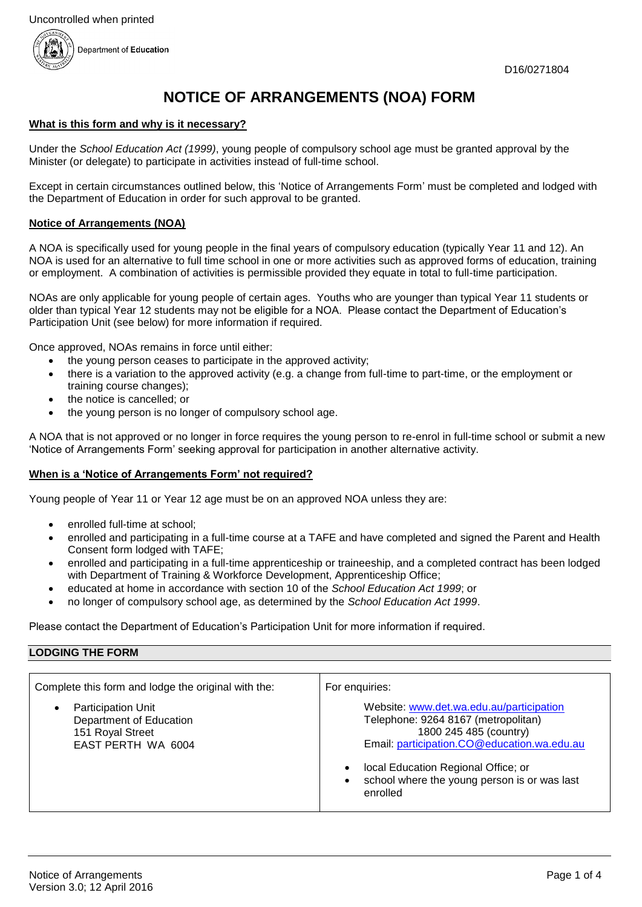Uncontrolled when printed

Department of Education

D16/0271804

# NOTICE OF ARRANGEMENTS (NOA) FORM

**What is this form and why is it necessary?**

Under the *School Education Act (1999)*, young people of compulsory school age must be granted approval by the Minister (or delegate) to participate in activities instead of full-time school.

Except in certain circumstances outlined below, this 'Notice of Arrangements Form' must be completed and lodged with the Department of Education in order for such approval to be granted.

**Notice of Arrangements (NOA)**

A NOA is specifically used for young people in the final years of compulsory education (typically Year 11 and 12). An NOA is used for an alternative to full time school in one or more activities such as approved forms of education, training or employment. A combination of activities is permissible provided they equate in total to full-time participation.

NOAs are only applicable for young people of certain ages. Youths who are younger than typical Year 11 students or older than typical Year 12 students may not be eligible for a NOA. Please contact the Department of Education's Participation Unit (see below) for more information if required.

Once approved, NOAs remains in force until either:

- the young person ceases to participate in the approved activity;
- there is a variation to the approved activity (e.g. a change from full-time to part-time, or the employment or training course changes);
- the notice is cancelled; or
- the young person is no longer of compulsory school age.

A NOA that is not approved or no longer in force requires the young person to re-enrol in full-time school or submit a new 'Notice of Arrangements Form' seeking approval for participation in another alternative activity.

**When is a 'Notice of Arrangements Form' not required?**

Young people of Year 11 or Year 12 age must be on an approved NOA unless they are:

- enrolled full-time at school;
- enrolled and participating in a full-time course at a TAFE and have completed and signed the Parent and Health Consent form lodged with TAFE;
- enrolled and participating in a full-time apprenticeship or traineeship, and a completed contract has been lodged with Department of Training & Workforce Development, Apprenticeship Office;
- educated at home in accordance with section 10 of the *School Education Act 1999*; or
- no longer of compulsory school age, as determined by the *School Education Act 1999*.

Please contact the Department of Education's Participation Unit for more information if required.

## LODGING THE FORM

| Complete this form and lodge the original with the: | For enquiries: |
|---|---|
| • Participation Unit<br>Department of Education<br>151 Royal Street<br>EAST PERTH WA 6004 | Website: www.det.wa.edu.au/participation<br>Telephone: 9264 8167 (metropolitan)<br>1800 245 485 (country)<br>Email: participation.CO@education.wa.edu.au<br>• local Education Regional Office; or<br>• school where the young person is or was last enrolled |

Notice of Arrangements
Version 3.0; 12 April 2016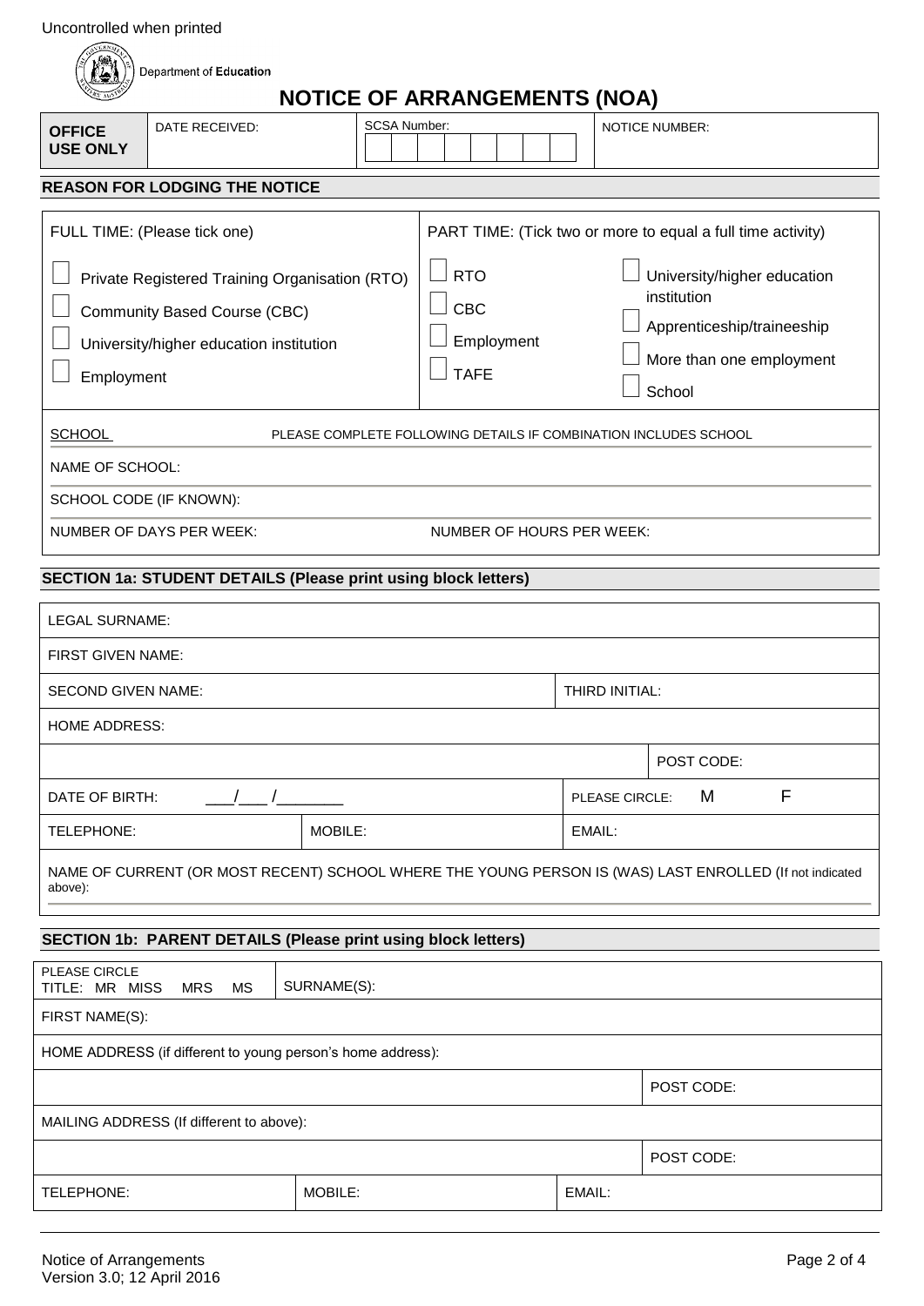Uncontrolled when printed

Department of Education

# NOTICE OF ARRANGEMENTS (NOA)

| OFFICE USE ONLY | DATE RECEIVED: | SCSA Number: | NOTICE NUMBER: |
|---|---|---|---|

## REASON FOR LODGING THE NOTICE

| FULL TIME: (Please tick one) | PART TIME: (Tick two or more to equal a full time activity) | |
|---|---|---|
| ☐ Private Registered Training Organisation (RTO) | ☐ RTO | ☐ University/higher education institution |
| ☐ Community Based Course (CBC) | ☐ CBC | ☐ Apprenticeship/traineeship |
| ☐ University/higher education institution | ☐ Employment | ☐ More than one employment |
| ☐ Employment | ☐ TAFE | ☐ School |

SCHOOL — PLEASE COMPLETE FOLLOWING DETAILS IF COMBINATION INCLUDES SCHOOL

NAME OF SCHOOL:

SCHOOL CODE (IF KNOWN):

NUMBER OF DAYS PER WEEK: NUMBER OF HOURS PER WEEK:

## SECTION 1a: STUDENT DETAILS (Please print using block letters)

| | | |
|---|---|---|
| LEGAL SURNAME: | | |
| FIRST GIVEN NAME: | | |
| SECOND GIVEN NAME: | | THIRD INITIAL: |
| HOME ADDRESS: | | |
| | | POST CODE: |
| DATE OF BIRTH: ___/___ /_______ | | PLEASE CIRCLE: M F |
| TELEPHONE: | MOBILE: | EMAIL: |

NAME OF CURRENT (OR MOST RECENT) SCHOOL WHERE THE YOUNG PERSON IS (WAS) LAST ENROLLED (If not indicated above):

## SECTION 1b: PARENT DETAILS (Please print using block letters)

| | | |
|---|---|---|
| PLEASE CIRCLE TITLE: MR MISS MRS MS | SURNAME(S): | |
| FIRST NAME(S): | | |
| HOME ADDRESS (if different to young person's home address): | | |
| | | POST CODE: |
| MAILING ADDRESS (If different to above): | | |
| | | POST CODE: |
| TELEPHONE: | MOBILE: | EMAIL: |

Notice of Arrangements
Version 3.0; 12 April 2016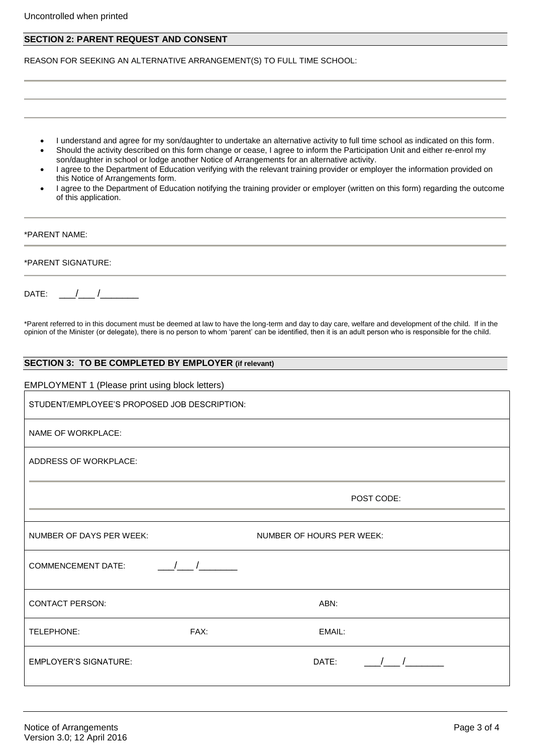## SECTION 2: PARENT REQUEST AND CONSENT

REASON FOR SEEKING AN ALTERNATIVE ARRANGEMENT(S) TO FULL TIME SCHOOL:

- I understand and agree for my son/daughter to undertake an alternative activity to full time school as indicated on this form.
- Should the activity described on this form change or cease, I agree to inform the Participation Unit and either re-enrol my son/daughter in school or lodge another Notice of Arrangements for an alternative activity.
- I agree to the Department of Education verifying with the relevant training provider or employer the information provided on this Notice of Arrangements form.
- I agree to the Department of Education notifying the training provider or employer (written on this form) regarding the outcome of this application.

*PARENT NAME:

*PARENT SIGNATURE:

DATE: ___/___ /________

*Parent referred to in this document must be deemed at law to have the long-term and day to day care, welfare and development of the child. If in the opinion of the Minister (or delegate), there is no person to whom 'parent' can be identified, then it is an adult person who is responsible for the child.

## SECTION 3: TO BE COMPLETED BY EMPLOYER (if relevant)

EMPLOYMENT 1 (Please print using block letters)

| | | | |
|---|---|---|---|
| STUDENT/EMPLOYEE'S PROPOSED JOB DESCRIPTION: | | | |
| NAME OF WORKPLACE: | | | |
| ADDRESS OF WORKPLACE: | | | |
| | | POST CODE: | |
| NUMBER OF DAYS PER WEEK: | | NUMBER OF HOURS PER WEEK: | |
| COMMENCEMENT DATE: ___/___ /________ | | | |
| CONTACT PERSON: | | ABN: | |
| TELEPHONE: | FAX: | EMAIL: | |
| EMPLOYER'S SIGNATURE: | | DATE: ___/___ /________ | |

Notice of Arrangements
Version 3.0; 12 April 2016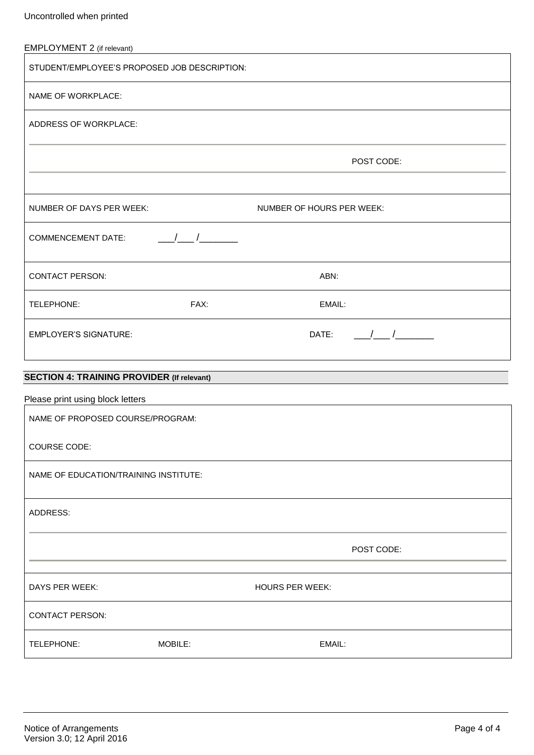Uncontrolled when printed

EMPLOYMENT 2 (if relevant)

| | | |
|---|---|---|
| STUDENT/EMPLOYEE'S PROPOSED JOB DESCRIPTION: | | |
| NAME OF WORKPLACE: | | |
| ADDRESS OF WORKPLACE: | | |
| | | POST CODE: |
| NUMBER OF DAYS PER WEEK: | | NUMBER OF HOURS PER WEEK: |
| COMMENCEMENT DATE: ___/___ /________ | | |
| CONTACT PERSON: | | ABN: |
| TELEPHONE: | FAX: | EMAIL: |
| EMPLOYER'S SIGNATURE: | | DATE: ___/___ /________ |

## SECTION 4: TRAINING PROVIDER (If relevant)

Please print using block letters

| | | |
|---|---|---|
| NAME OF PROPOSED COURSE/PROGRAM: | | |
| COURSE CODE: | | |
| NAME OF EDUCATION/TRAINING INSTITUTE: | | |
| ADDRESS: | | |
| | | POST CODE: |
| DAYS PER WEEK: | | HOURS PER WEEK: |
| CONTACT PERSON: | | |
| TELEPHONE: | MOBILE: | EMAIL: |

Notice of Arrangements
Version 3.0; 12 April 2016